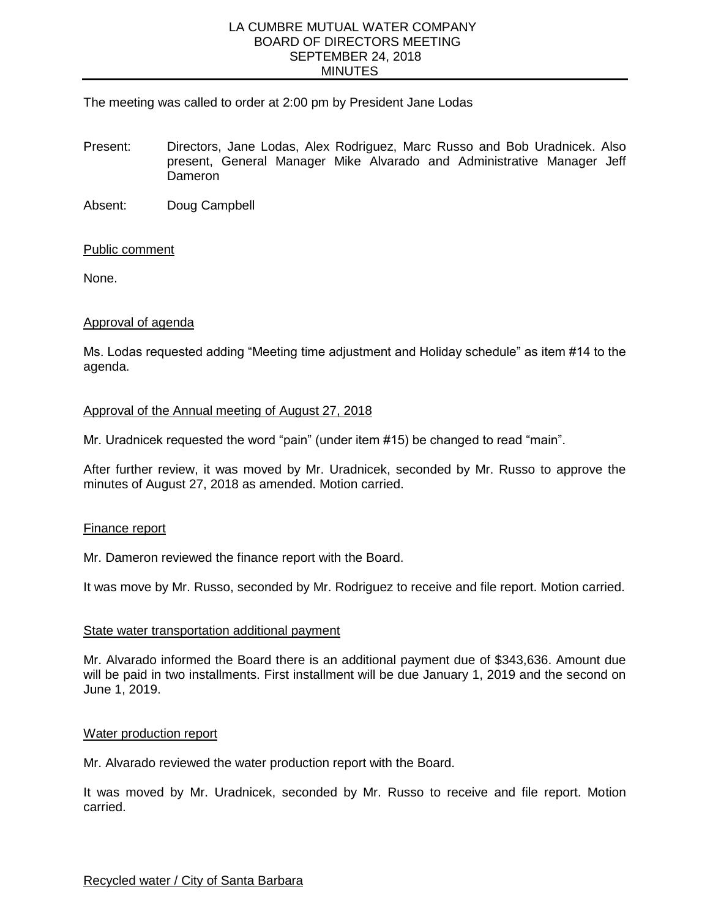# LA CUMBRE MUTUAL WATER COMPANY
## BOARD OF DIRECTORS MEETING
## SEPTEMBER 24, 2018
## MINUTES

The meeting was called to order at 2:00 pm by President Jane Lodas

Present: Directors, Jane Lodas, Alex Rodriguez, Marc Russo and Bob Uradnicek. Also present, General Manager Mike Alvarado and Administrative Manager Jeff Dameron

Absent: Doug Campbell

### Public comment

None.

### Approval of agenda

Ms. Lodas requested adding "Meeting time adjustment and Holiday schedule" as item #14 to the agenda.

### Approval of the Annual meeting of August 27, 2018

Mr. Uradnicek requested the word "pain" (under item #15) be changed to read "main".

After further review, it was moved by Mr. Uradnicek, seconded by Mr. Russo to approve the minutes of August 27, 2018 as amended. Motion carried.

### Finance report

Mr. Dameron reviewed the finance report with the Board.

It was move by Mr. Russo, seconded by Mr. Rodriguez to receive and file report. Motion carried.

### State water transportation additional payment

Mr. Alvarado informed the Board there is an additional payment due of $343,636. Amount due will be paid in two installments. First installment will be due January 1, 2019 and the second on June 1, 2019.

### Water production report

Mr. Alvarado reviewed the water production report with the Board.

It was moved by Mr. Uradnicek, seconded by Mr. Russo to receive and file report. Motion carried.

### Recycled water / City of Santa Barbara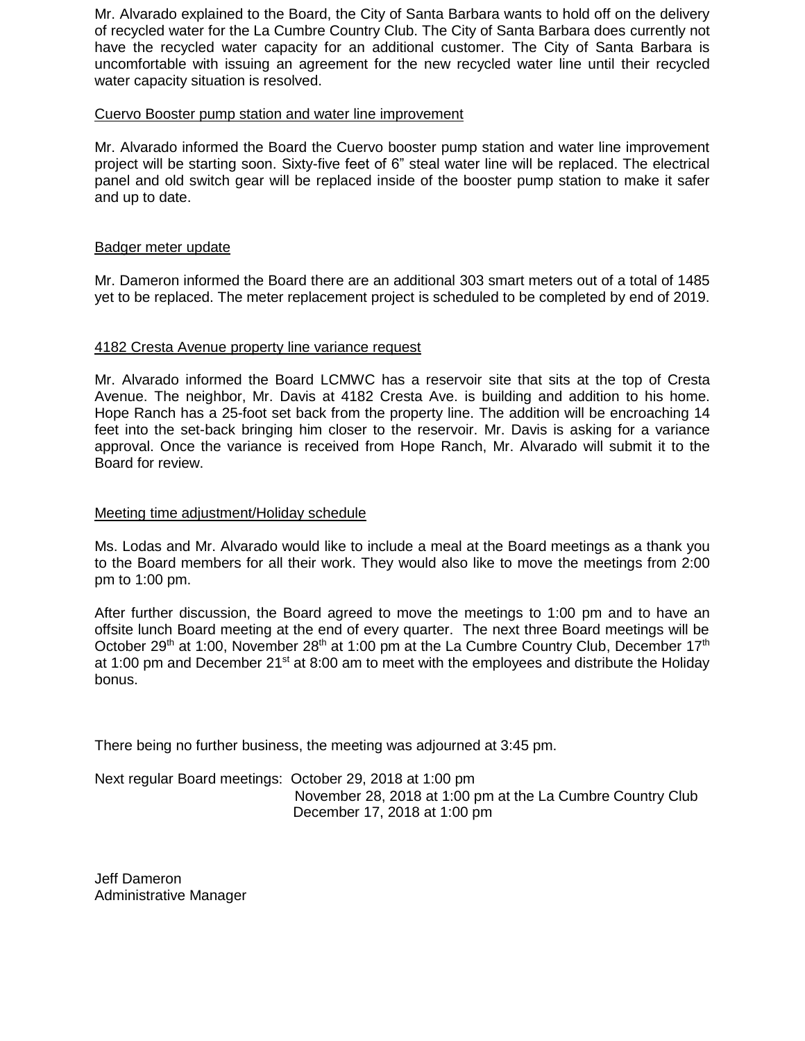Mr. Alvarado explained to the Board, the City of Santa Barbara wants to hold off on the delivery of recycled water for the La Cumbre Country Club. The City of Santa Barbara does currently not have the recycled water capacity for an additional customer. The City of Santa Barbara is uncomfortable with issuing an agreement for the new recycled water line until their recycled water capacity situation is resolved.

<u>Cuervo Booster pump station and water line improvement</u>

Mr. Alvarado informed the Board the Cuervo booster pump station and water line improvement project will be starting soon. Sixty-five feet of 6" steal water line will be replaced. The electrical panel and old switch gear will be replaced inside of the booster pump station to make it safer and up to date.

<u>Badger meter update</u>

Mr. Dameron informed the Board there are an additional 303 smart meters out of a total of 1485 yet to be replaced. The meter replacement project is scheduled to be completed by end of 2019.

<u>4182 Cresta Avenue property line variance request</u>

Mr. Alvarado informed the Board LCMWC has a reservoir site that sits at the top of Cresta Avenue. The neighbor, Mr. Davis at 4182 Cresta Ave. is building and addition to his home. Hope Ranch has a 25-foot set back from the property line. The addition will be encroaching 14 feet into the set-back bringing him closer to the reservoir. Mr. Davis is asking for a variance approval. Once the variance is received from Hope Ranch, Mr. Alvarado will submit it to the Board for review.

<u>Meeting time adjustment/Holiday schedule</u>

Ms. Lodas and Mr. Alvarado would like to include a meal at the Board meetings as a thank you to the Board members for all their work. They would also like to move the meetings from 2:00 pm to 1:00 pm.

After further discussion, the Board agreed to move the meetings to 1:00 pm and to have an offsite lunch Board meeting at the end of every quarter. The next three Board meetings will be October 29th at 1:00, November 28th at 1:00 pm at the La Cumbre Country Club, December 17th at 1:00 pm and December 21st at 8:00 am to meet with the employees and distribute the Holiday bonus.

There being no further business, the meeting was adjourned at 3:45 pm.

Next regular Board meetings: October 29, 2018 at 1:00 pm
November 28, 2018 at 1:00 pm at the La Cumbre Country Club
December 17, 2018 at 1:00 pm

Jeff Dameron
Administrative Manager